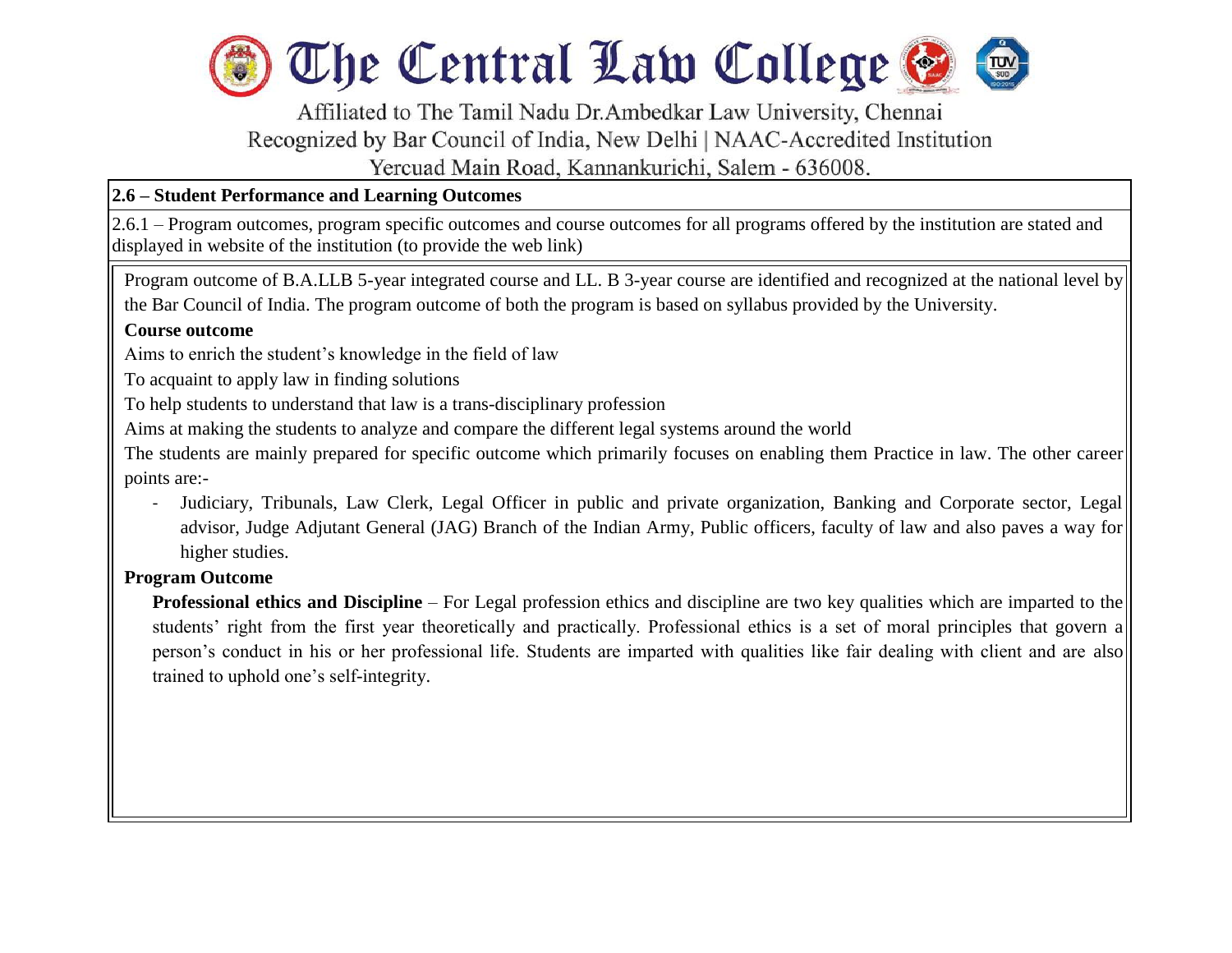# The Central Law College

Affiliated to The Tamil Nadu Dr.Ambedkar Law University, Chennai
Recognized by Bar Council of India, New Delhi | NAAC-Accredited Institution
Yercuad Main Road, Kannankurichi, Salem - 636008.

**2.6 – Student Performance and Learning Outcomes**

2.6.1 – Program outcomes, program specific outcomes and course outcomes for all programs offered by the institution are stated and displayed in website of the institution (to provide the web link)

Program outcome of B.A.LLB 5-year integrated course and LL. B 3-year course are identified and recognized at the national level by the Bar Council of India. The program outcome of both the program is based on syllabus provided by the University.

**Course outcome**

Aims to enrich the student's knowledge in the field of law

To acquaint to apply law in finding solutions

To help students to understand that law is a trans-disciplinary profession

Aims at making the students to analyze and compare the different legal systems around the world

The students are mainly prepared for specific outcome which primarily focuses on enabling them Practice in law. The other career points are:-

- Judiciary, Tribunals, Law Clerk, Legal Officer in public and private organization, Banking and Corporate sector, Legal advisor, Judge Adjutant General (JAG) Branch of the Indian Army, Public officers, faculty of law and also paves a way for higher studies.

**Program Outcome**

**Professional ethics and Discipline** – For Legal profession ethics and discipline are two key qualities which are imparted to the students' right from the first year theoretically and practically. Professional ethics is a set of moral principles that govern a person's conduct in his or her professional life. Students are imparted with qualities like fair dealing with client and are also trained to uphold one's self-integrity.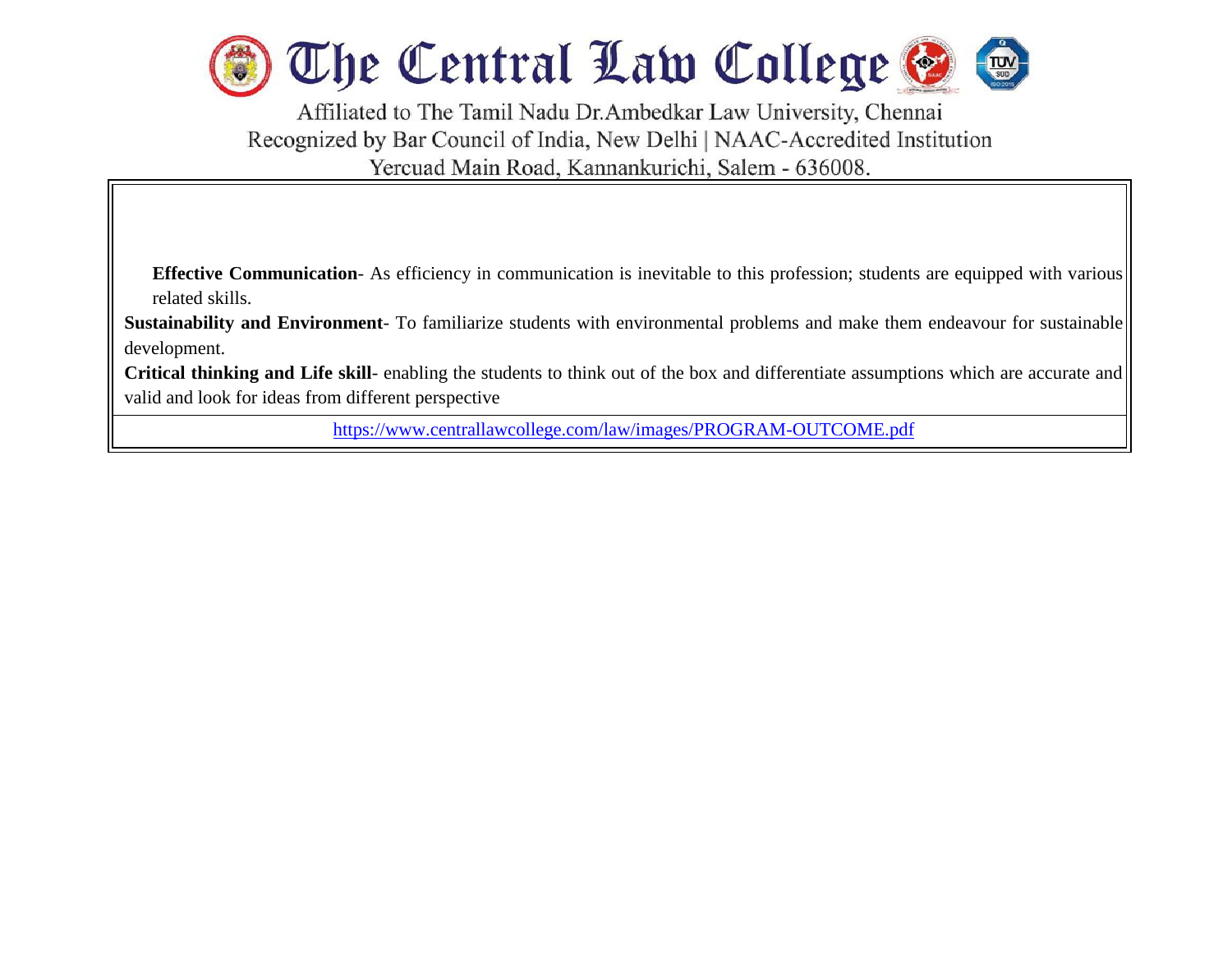# The Central Law College

Affiliated to The Tamil Nadu Dr.Ambedkar Law University, Chennai
Recognized by Bar Council of India, New Delhi | NAAC-Accredited Institution
Yercuad Main Road, Kannankurichi, Salem - 636008.

**Effective Communication**- As efficiency in communication is inevitable to this profession; students are equipped with various related skills.

**Sustainability and Environment**- To familiarize students with environmental problems and make them endeavour for sustainable development.

**Critical thinking and Life skill**- enabling the students to think out of the box and differentiate assumptions which are accurate and valid and look for ideas from different perspective

https://www.centrallawcollege.com/law/images/PROGRAM-OUTCOME.pdf